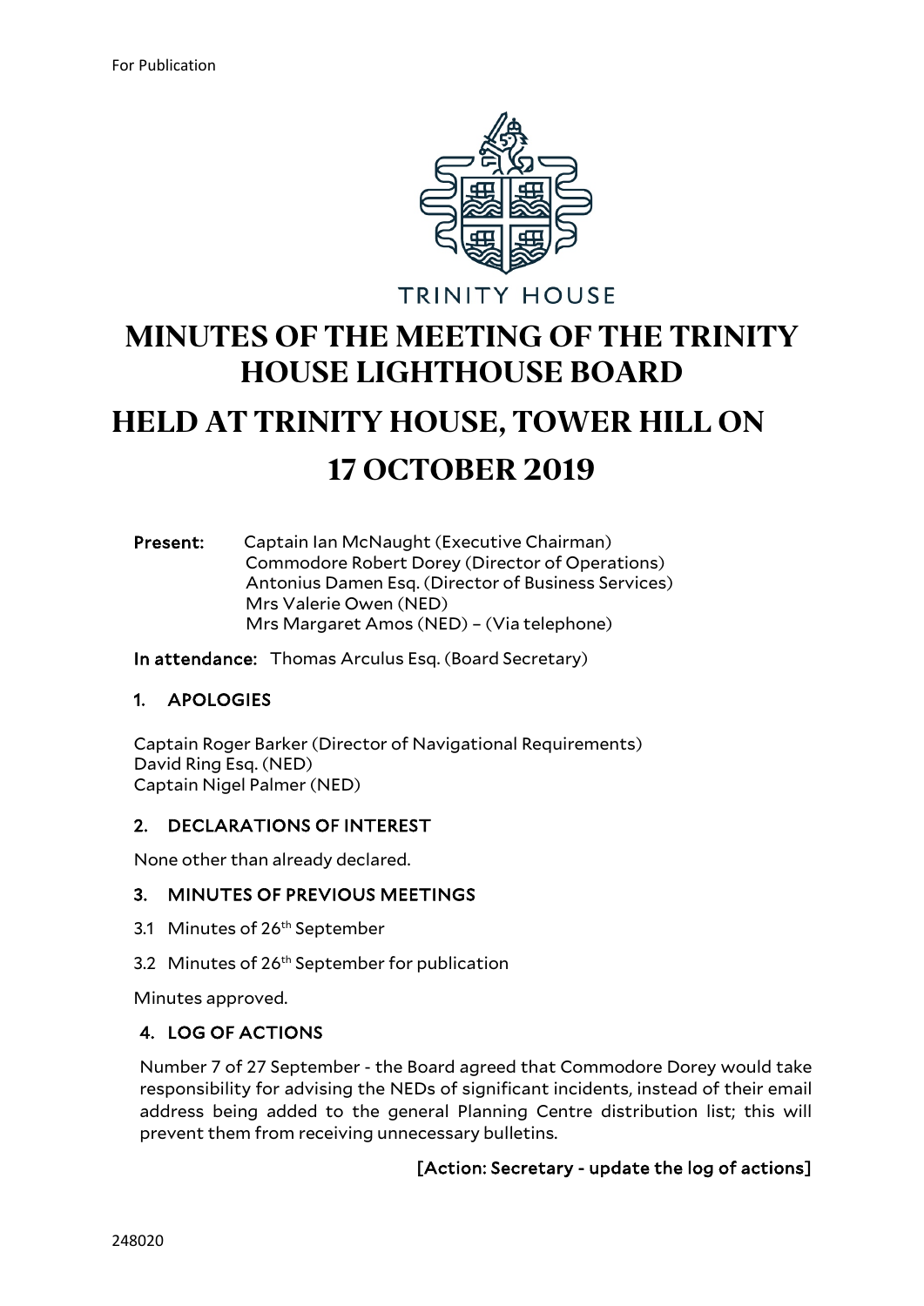For Publication

TRINITY HOUSE

# MINUTES OF THE MEETING OF THE TRINITY HOUSE LIGHTHOUSE BOARD

# HELD AT TRINITY HOUSE, TOWER HILL ON 17 OCTOBER 2019

**Present:** Captain Ian McNaught (Executive Chairman)
Commodore Robert Dorey (Director of Operations)
Antonius Damen Esq. (Director of Business Services)
Mrs Valerie Owen (NED)
Mrs Margaret Amos (NED) – (Via telephone)

**In attendance:** Thomas Arculus Esq. (Board Secretary)

## 1. APOLOGIES

Captain Roger Barker (Director of Navigational Requirements)
David Ring Esq. (NED)
Captain Nigel Palmer (NED)

## 2. DECLARATIONS OF INTEREST

None other than already declared.

## 3. MINUTES OF PREVIOUS MEETINGS

3.1 Minutes of 26th September

3.2 Minutes of 26th September for publication

Minutes approved.

## 4. LOG OF ACTIONS

Number 7 of 27 September - the Board agreed that Commodore Dorey would take responsibility for advising the NEDs of significant incidents, instead of their email address being added to the general Planning Centre distribution list; this will prevent them from receiving unnecessary bulletins.

**[Action: Secretary - update the log of actions]**

248020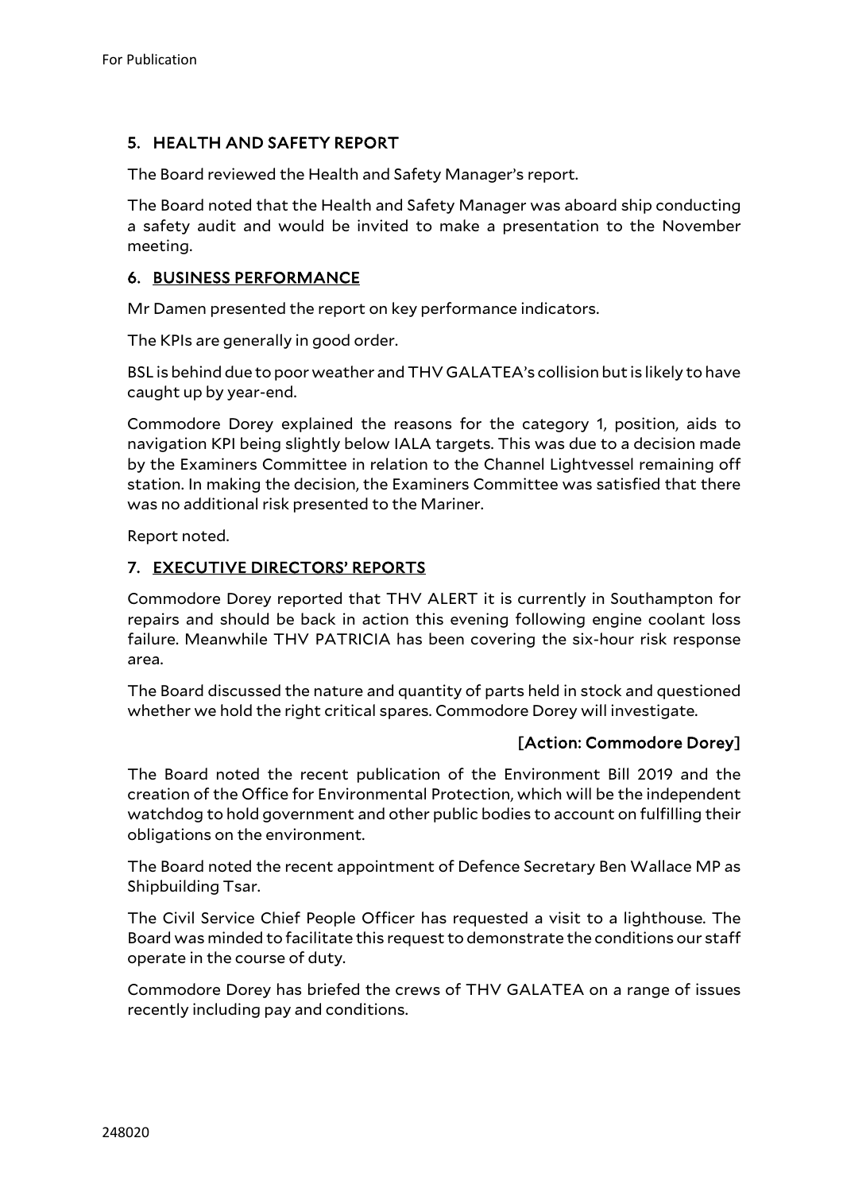## 5. HEALTH AND SAFETY REPORT

The Board reviewed the Health and Safety Manager's report.

The Board noted that the Health and Safety Manager was aboard ship conducting a safety audit and would be invited to make a presentation to the November meeting.

## 6. BUSINESS PERFORMANCE

Mr Damen presented the report on key performance indicators.

The KPIs are generally in good order.

BSL is behind due to poor weather and THV GALATEA's collision but is likely to have caught up by year-end.

Commodore Dorey explained the reasons for the category 1, position, aids to navigation KPI being slightly below IALA targets. This was due to a decision made by the Examiners Committee in relation to the Channel Lightvessel remaining off station. In making the decision, the Examiners Committee was satisfied that there was no additional risk presented to the Mariner.

Report noted.

## 7. EXECUTIVE DIRECTORS' REPORTS

Commodore Dorey reported that THV ALERT it is currently in Southampton for repairs and should be back in action this evening following engine coolant loss failure. Meanwhile THV PATRICIA has been covering the six-hour risk response area.

The Board discussed the nature and quantity of parts held in stock and questioned whether we hold the right critical spares. Commodore Dorey will investigate.

**[Action: Commodore Dorey]**

The Board noted the recent publication of the Environment Bill 2019 and the creation of the Office for Environmental Protection, which will be the independent watchdog to hold government and other public bodies to account on fulfilling their obligations on the environment.

The Board noted the recent appointment of Defence Secretary Ben Wallace MP as Shipbuilding Tsar.

The Civil Service Chief People Officer has requested a visit to a lighthouse. The Board was minded to facilitate this request to demonstrate the conditions our staff operate in the course of duty.

Commodore Dorey has briefed the crews of THV GALATEA on a range of issues recently including pay and conditions.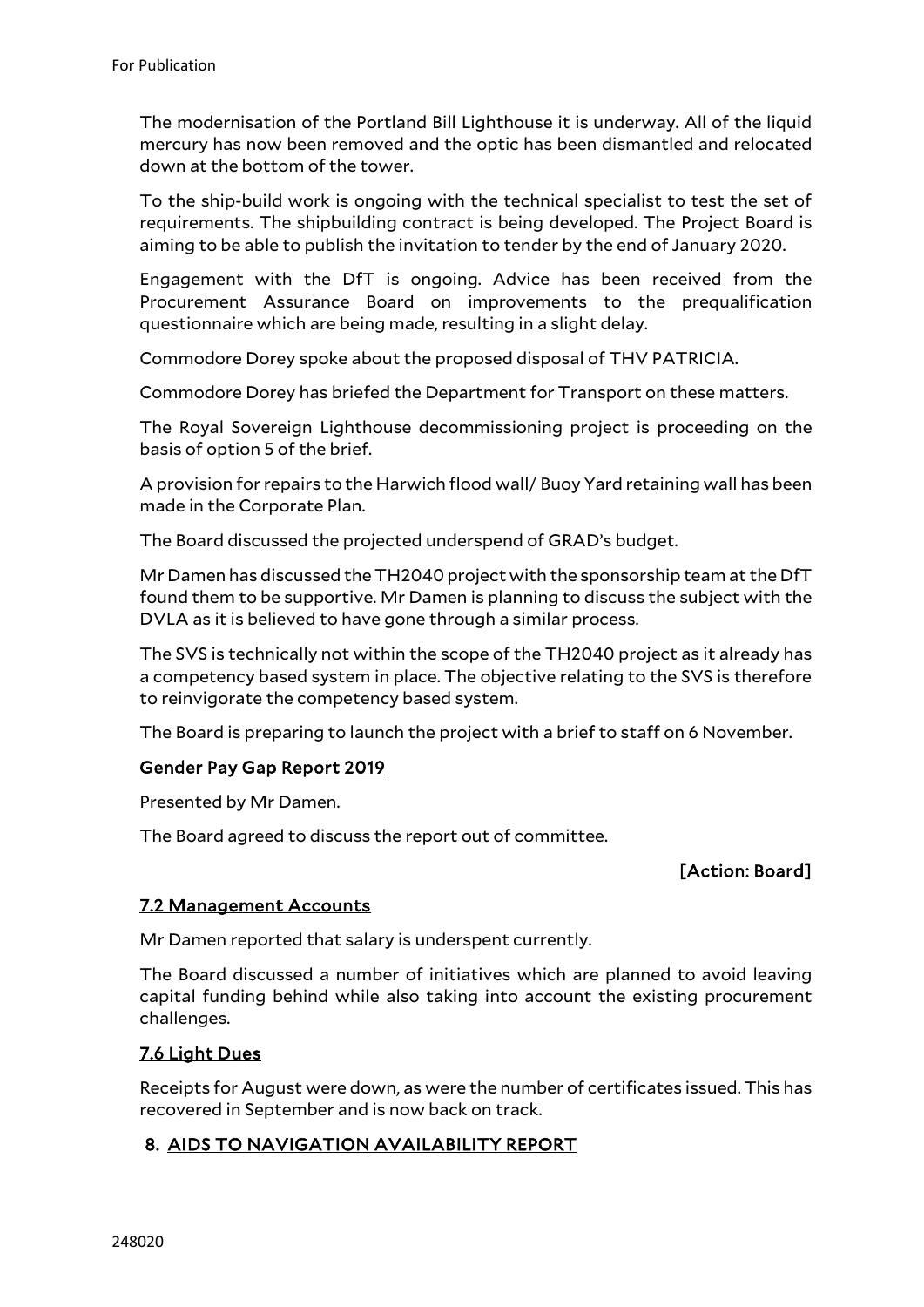The modernisation of the Portland Bill Lighthouse it is underway. All of the liquid mercury has now been removed and the optic has been dismantled and relocated down at the bottom of the tower.

To the ship-build work is ongoing with the technical specialist to test the set of requirements. The shipbuilding contract is being developed. The Project Board is aiming to be able to publish the invitation to tender by the end of January 2020.

Engagement with the DfT is ongoing. Advice has been received from the Procurement Assurance Board on improvements to the prequalification questionnaire which are being made, resulting in a slight delay.

Commodore Dorey spoke about the proposed disposal of THV PATRICIA.

Commodore Dorey has briefed the Department for Transport on these matters.

The Royal Sovereign Lighthouse decommissioning project is proceeding on the basis of option 5 of the brief.

A provision for repairs to the Harwich flood wall/ Buoy Yard retaining wall has been made in the Corporate Plan.

The Board discussed the projected underspend of GRAD's budget.

Mr Damen has discussed the TH2040 project with the sponsorship team at the DfT found them to be supportive. Mr Damen is planning to discuss the subject with the DVLA as it is believed to have gone through a similar process.

The SVS is technically not within the scope of the TH2040 project as it already has a competency based system in place. The objective relating to the SVS is therefore to reinvigorate the competency based system.

The Board is preparing to launch the project with a brief to staff on 6 November.

## Gender Pay Gap Report 2019

Presented by Mr Damen.

The Board agreed to discuss the report out of committee.

**[Action: Board]**

## 7.2 Management Accounts

Mr Damen reported that salary is underspent currently.

The Board discussed a number of initiatives which are planned to avoid leaving capital funding behind while also taking into account the existing procurement challenges.

## 7.6 Light Dues

Receipts for August were down, as were the number of certificates issued. This has recovered in September and is now back on track.

## 8. AIDS TO NAVIGATION AVAILABILITY REPORT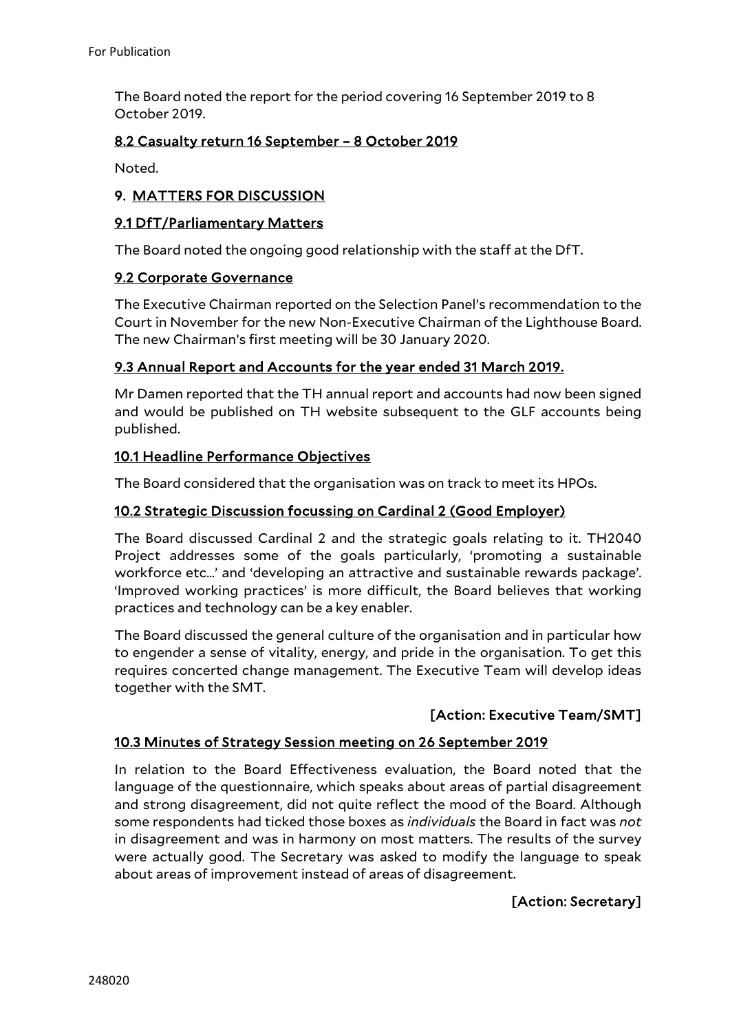The Board noted the report for the period covering 16 September 2019 to 8 October 2019.

### 8.2 Casualty return 16 September – 8 October 2019

Noted.

## 9. MATTERS FOR DISCUSSION

### 9.1 DfT/Parliamentary Matters

The Board noted the ongoing good relationship with the staff at the DfT.

### 9.2 Corporate Governance

The Executive Chairman reported on the Selection Panel's recommendation to the Court in November for the new Non-Executive Chairman of the Lighthouse Board. The new Chairman's first meeting will be 30 January 2020.

### 9.3 Annual Report and Accounts for the year ended 31 March 2019.

Mr Damen reported that the TH annual report and accounts had now been signed and would be published on TH website subsequent to the GLF accounts being published.

### 10.1 Headline Performance Objectives

The Board considered that the organisation was on track to meet its HPOs.

### 10.2 Strategic Discussion focussing on Cardinal 2 (Good Employer)

The Board discussed Cardinal 2 and the strategic goals relating to it. TH2040 Project addresses some of the goals particularly, 'promoting a sustainable workforce etc...' and 'developing an attractive and sustainable rewards package'. 'Improved working practices' is more difficult, the Board believes that working practices and technology can be a key enabler.

The Board discussed the general culture of the organisation and in particular how to engender a sense of vitality, energy, and pride in the organisation. To get this requires concerted change management. The Executive Team will develop ideas together with the SMT.

**[Action: Executive Team/SMT]**

### 10.3 Minutes of Strategy Session meeting on 26 September 2019

In relation to the Board Effectiveness evaluation, the Board noted that the language of the questionnaire, which speaks about areas of partial disagreement and strong disagreement, did not quite reflect the mood of the Board. Although some respondents had ticked those boxes as *individuals* the Board in fact was *not* in disagreement and was in harmony on most matters. The results of the survey were actually good. The Secretary was asked to modify the language to speak about areas of improvement instead of areas of disagreement.

**[Action: Secretary]**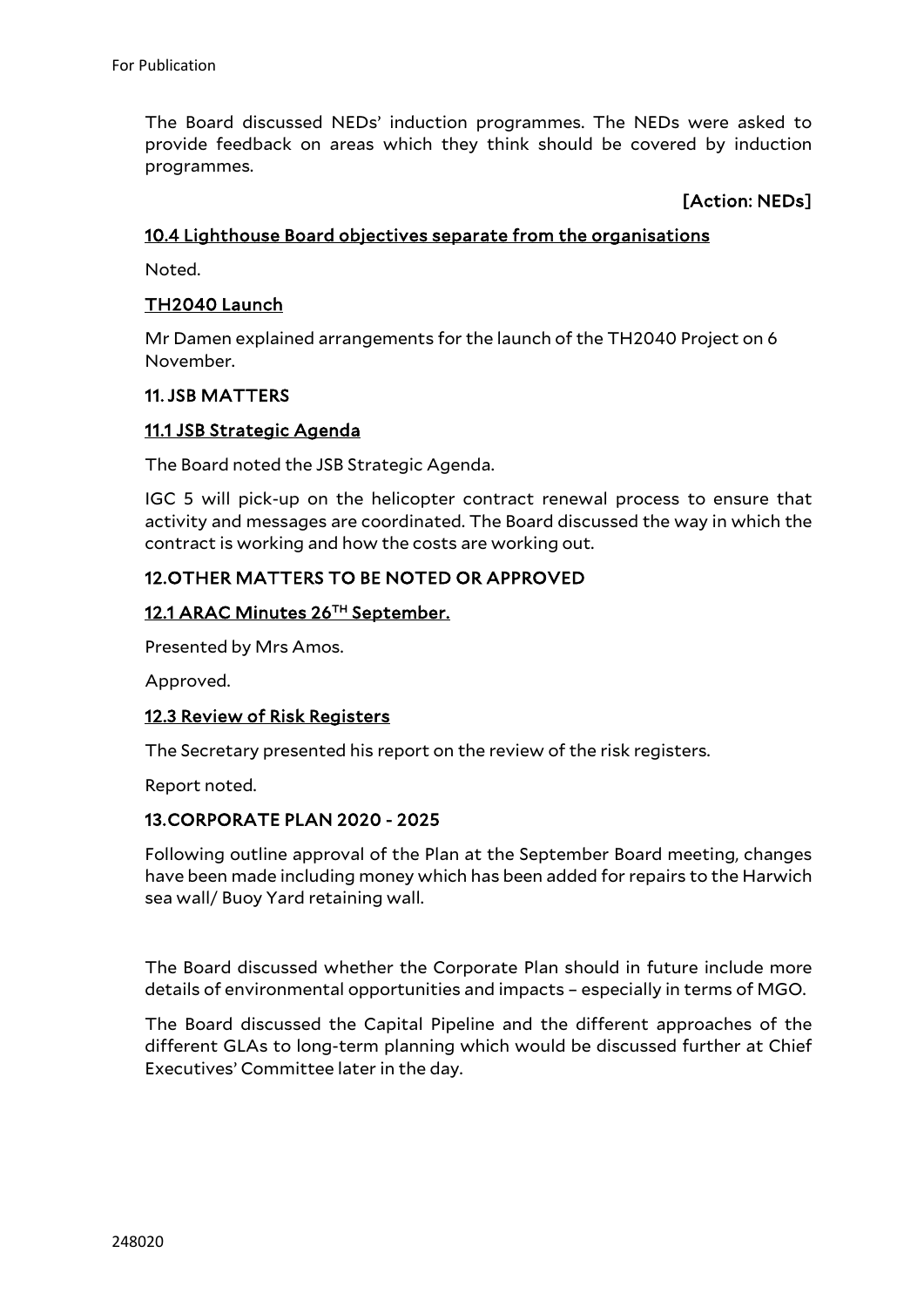The Board discussed NEDs' induction programmes. The NEDs were asked to provide feedback on areas which they think should be covered by induction programmes.

**[Action: NEDs]**

**10.4 Lighthouse Board objectives separate from the organisations**

Noted.

**TH2040 Launch**

Mr Damen explained arrangements for the launch of the TH2040 Project on 6 November.

**11. JSB MATTERS**

**11.1 JSB Strategic Agenda**

The Board noted the JSB Strategic Agenda.

IGC 5 will pick-up on the helicopter contract renewal process to ensure that activity and messages are coordinated. The Board discussed the way in which the contract is working and how the costs are working out.

**12.OTHER MATTERS TO BE NOTED OR APPROVED**

**12.1 ARAC Minutes 26TH September.**

Presented by Mrs Amos.

Approved.

**12.3 Review of Risk Registers**

The Secretary presented his report on the review of the risk registers.

Report noted.

**13.CORPORATE PLAN 2020 - 2025**

Following outline approval of the Plan at the September Board meeting, changes have been made including money which has been added for repairs to the Harwich sea wall/ Buoy Yard retaining wall.

The Board discussed whether the Corporate Plan should in future include more details of environmental opportunities and impacts – especially in terms of MGO.

The Board discussed the Capital Pipeline and the different approaches of the different GLAs to long-term planning which would be discussed further at Chief Executives' Committee later in the day.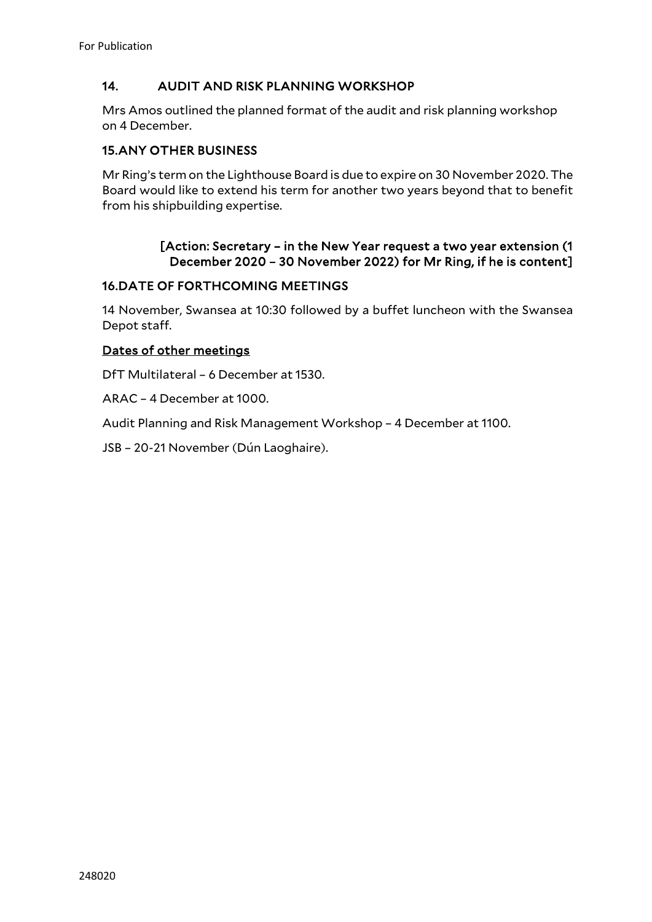## 14. AUDIT AND RISK PLANNING WORKSHOP

Mrs Amos outlined the planned format of the audit and risk planning workshop on 4 December.

## 15. ANY OTHER BUSINESS

Mr Ring's term on the Lighthouse Board is due to expire on 30 November 2020. The Board would like to extend his term for another two years beyond that to benefit from his shipbuilding expertise.

**[Action: Secretary – in the New Year request a two year extension (1 December 2020 – 30 November 2022) for Mr Ring, if he is content]**

## 16. DATE OF FORTHCOMING MEETINGS

14 November, Swansea at 10:30 followed by a buffet luncheon with the Swansea Depot staff.

**Dates of other meetings**

DfT Multilateral – 6 December at 1530.

ARAC – 4 December at 1000.

Audit Planning and Risk Management Workshop – 4 December at 1100.

JSB – 20-21 November (Dún Laoghaire).

248020